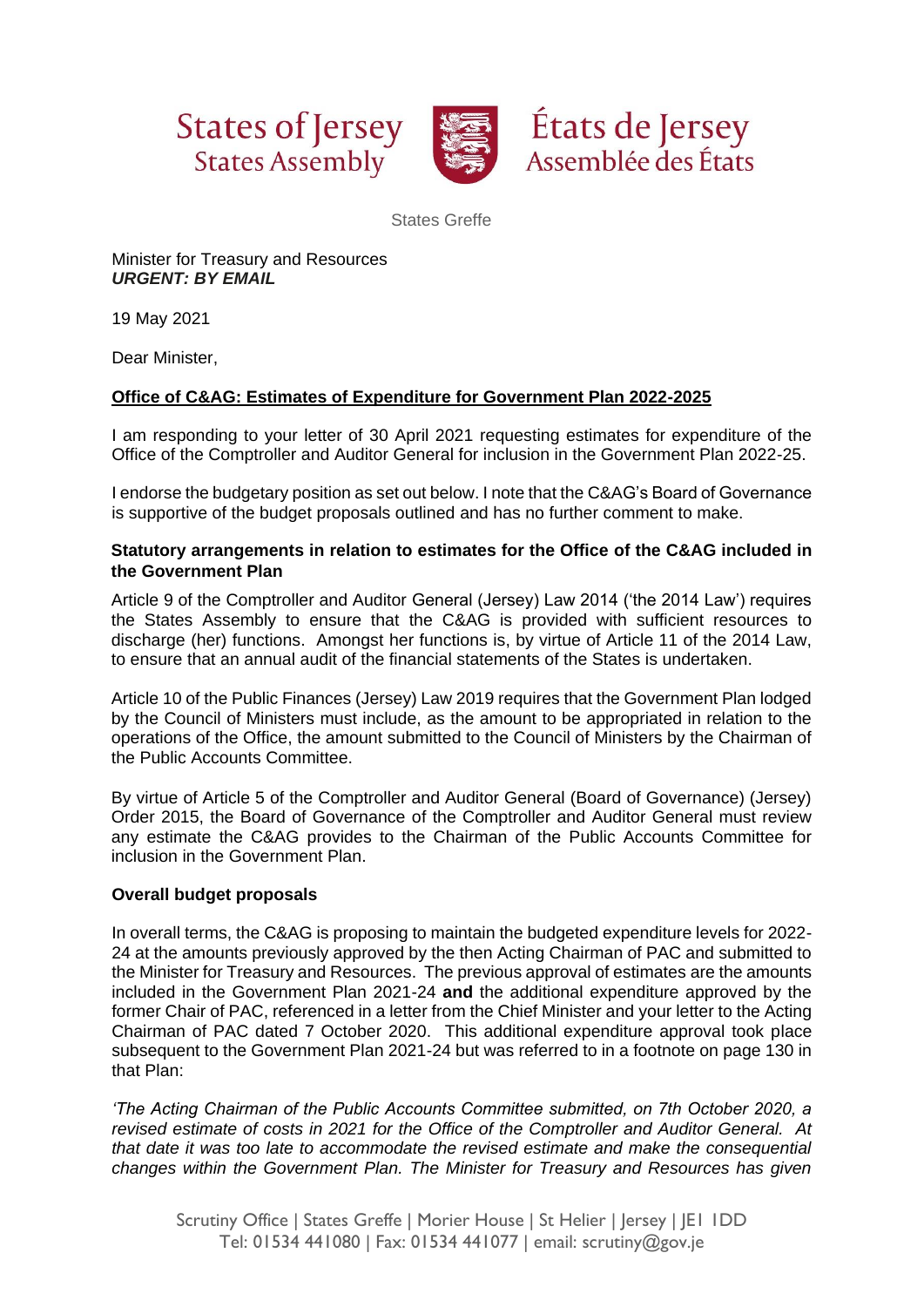States of Jersey
States Assembly

États de Jersey
Assemblée des États

States Greffe

Minister for Treasury and Resources
***URGENT: BY EMAIL***

19 May 2021

Dear Minister,

**Office of C&AG: Estimates of Expenditure for Government Plan 2022-2025**

I am responding to your letter of 30 April 2021 requesting estimates for expenditure of the Office of the Comptroller and Auditor General for inclusion in the Government Plan 2022-25.

I endorse the budgetary position as set out below. I note that the C&AG's Board of Governance is supportive of the budget proposals outlined and has no further comment to make.

**Statutory arrangements in relation to estimates for the Office of the C&AG included in the Government Plan**

Article 9 of the Comptroller and Auditor General (Jersey) Law 2014 ('the 2014 Law') requires the States Assembly to ensure that the C&AG is provided with sufficient resources to discharge (her) functions. Amongst her functions is, by virtue of Article 11 of the 2014 Law, to ensure that an annual audit of the financial statements of the States is undertaken.

Article 10 of the Public Finances (Jersey) Law 2019 requires that the Government Plan lodged by the Council of Ministers must include, as the amount to be appropriated in relation to the operations of the Office, the amount submitted to the Council of Ministers by the Chairman of the Public Accounts Committee.

By virtue of Article 5 of the Comptroller and Auditor General (Board of Governance) (Jersey) Order 2015, the Board of Governance of the Comptroller and Auditor General must review any estimate the C&AG provides to the Chairman of the Public Accounts Committee for inclusion in the Government Plan.

**Overall budget proposals**

In overall terms, the C&AG is proposing to maintain the budgeted expenditure levels for 2022-24 at the amounts previously approved by the then Acting Chairman of PAC and submitted to the Minister for Treasury and Resources. The previous approval of estimates are the amounts included in the Government Plan 2021-24 **and** the additional expenditure approved by the former Chair of PAC, referenced in a letter from the Chief Minister and your letter to the Acting Chairman of PAC dated 7 October 2020. This additional expenditure approval took place subsequent to the Government Plan 2021-24 but was referred to in a footnote on page 130 in that Plan:

*'The Acting Chairman of the Public Accounts Committee submitted, on 7th October 2020, a revised estimate of costs in 2021 for the Office of the Comptroller and Auditor General. At that date it was too late to accommodate the revised estimate and make the consequential changes within the Government Plan. The Minister for Treasury and Resources has given*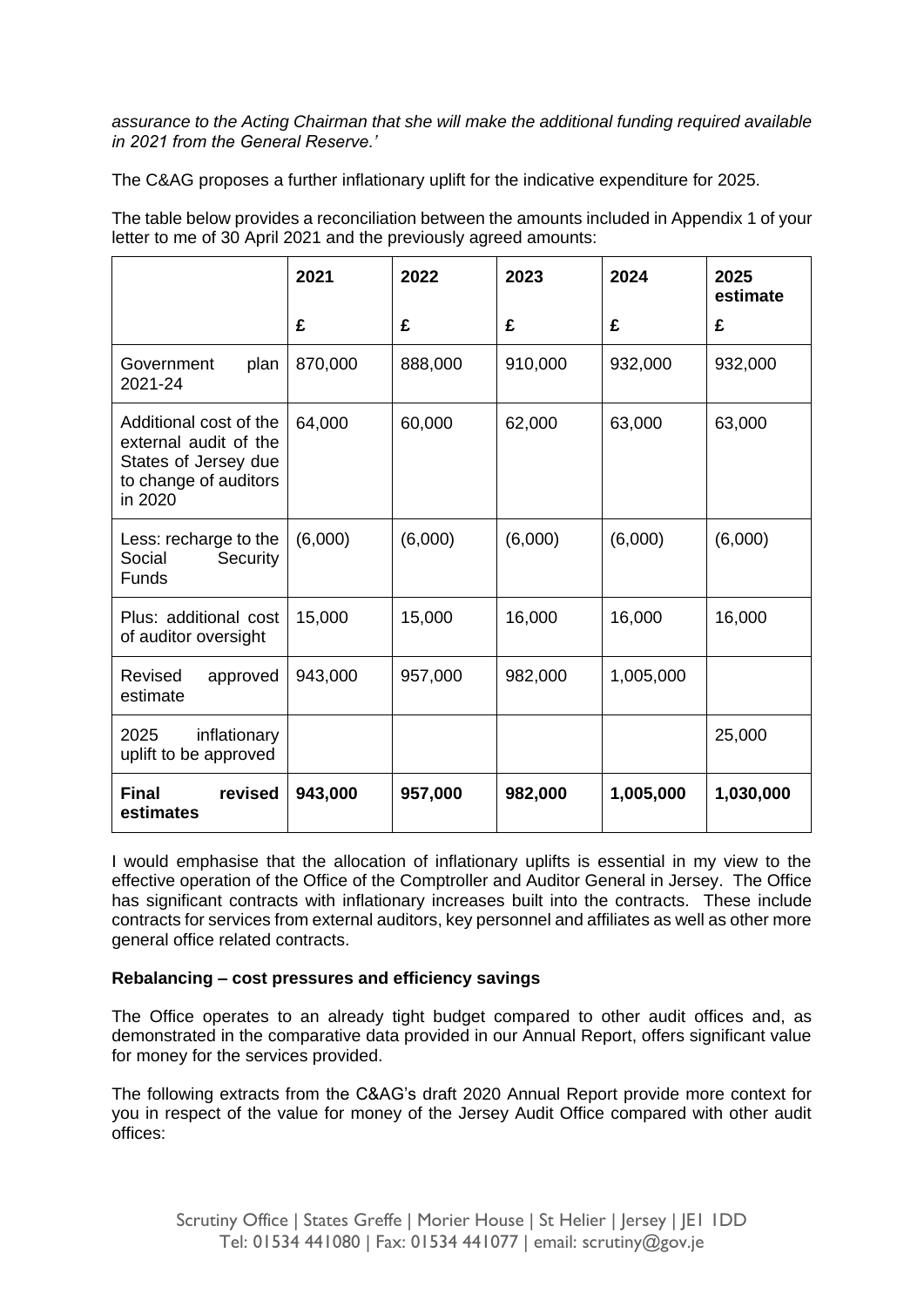*assurance to the Acting Chairman that she will make the additional funding required available in 2021 from the General Reserve.'*

The C&AG proposes a further inflationary uplift for the indicative expenditure for 2025.

The table below provides a reconciliation between the amounts included in Appendix 1 of your letter to me of 30 April 2021 and the previously agreed amounts:

| | 2021 | 2022 | 2023 | 2024 | 2025 estimate |
|---|---|---|---|---|---|
| | £ | £ | £ | £ | £ |
| Government plan 2021-24 | 870,000 | 888,000 | 910,000 | 932,000 | 932,000 |
| Additional cost of the external audit of the States of Jersey due to change of auditors in 2020 | 64,000 | 60,000 | 62,000 | 63,000 | 63,000 |
| Less: recharge to the Social Security Funds | (6,000) | (6,000) | (6,000) | (6,000) | (6,000) |
| Plus: additional cost of auditor oversight | 15,000 | 15,000 | 16,000 | 16,000 | 16,000 |
| Revised approved estimate | 943,000 | 957,000 | 982,000 | 1,005,000 | |
| 2025 inflationary uplift to be approved | | | | | 25,000 |
| **Final revised estimates** | **943,000** | **957,000** | **982,000** | **1,005,000** | **1,030,000** |

I would emphasise that the allocation of inflationary uplifts is essential in my view to the effective operation of the Office of the Comptroller and Auditor General in Jersey. The Office has significant contracts with inflationary increases built into the contracts. These include contracts for services from external auditors, key personnel and affiliates as well as other more general office related contracts.

**Rebalancing – cost pressures and efficiency savings**

The Office operates to an already tight budget compared to other audit offices and, as demonstrated in the comparative data provided in our Annual Report, offers significant value for money for the services provided.

The following extracts from the C&AG's draft 2020 Annual Report provide more context for you in respect of the value for money of the Jersey Audit Office compared with other audit offices: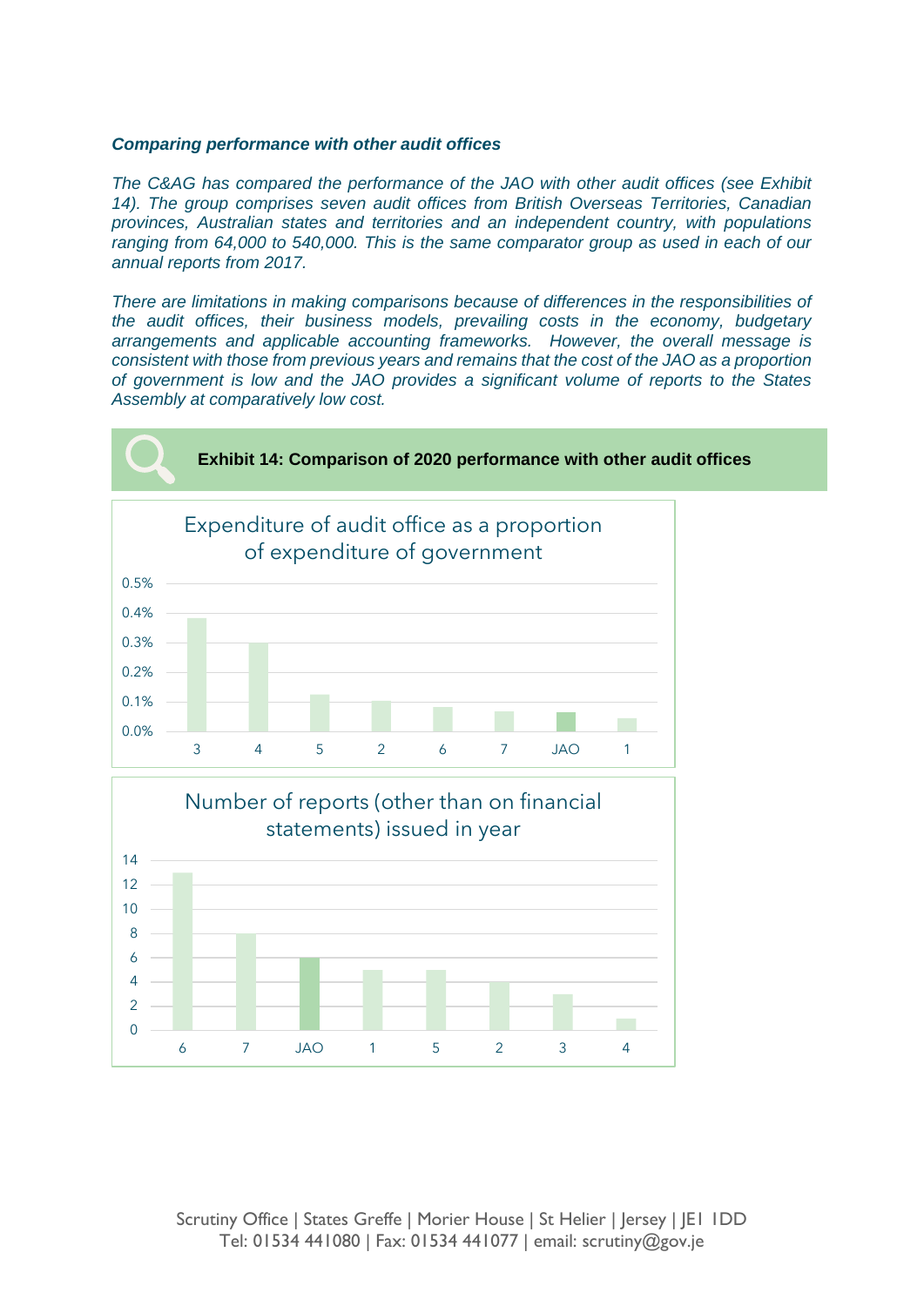***Comparing performance with other audit offices***

*The C&AG has compared the performance of the JAO with other audit offices (see Exhibit 14). The group comprises seven audit offices from British Overseas Territories, Canadian provinces, Australian states and territories and an independent country, with populations ranging from 64,000 to 540,000. This is the same comparator group as used in each of our annual reports from 2017.*

*There are limitations in making comparisons because of differences in the responsibilities of the audit offices, their business models, prevailing costs in the economy, budgetary arrangements and applicable accounting frameworks. However, the overall message is consistent with those from previous years and remains that the cost of the JAO as a proportion of government is low and the JAO provides a significant volume of reports to the States Assembly at comparatively low cost.*

**Exhibit 14: Comparison of 2020 performance with other audit offices**

Expenditure of audit office as a proportion of expenditure of government

0.5%
0.4%
0.3%
0.2%
0.1%
0.0%

3 4 5 2 6 7 JAO 1

Number of reports (other than on financial statements) issued in year

14
12
10
8
6
4
2
0

6 7 JAO 1 5 2 3 4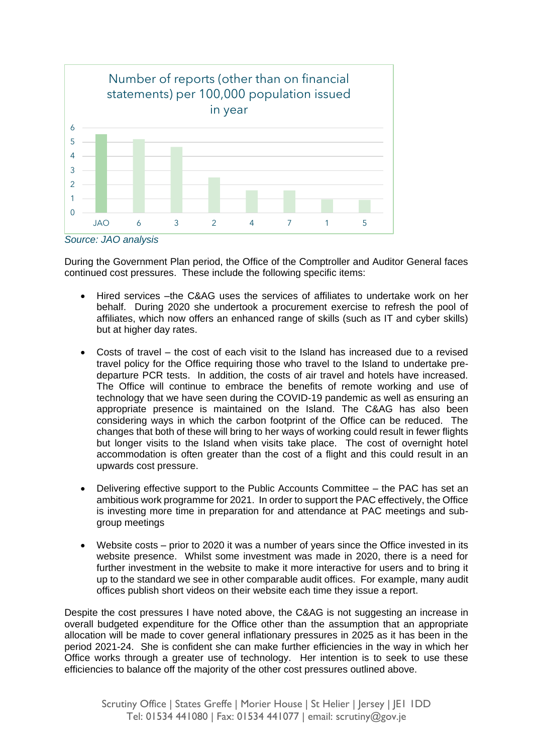Number of reports (other than on financial statements) per 100,000 population issued in year

| | Value |
|---|---|
| JAO | 5.5 |
| 6 | 5.2 |
| 3 | 4.6 |
| 2 | 2.5 |
| 4 | 1.6 |
| 7 | 1.6 |
| 1 | 0.95 |
| 5 | 0.9 |

*Source: JAO analysis*

During the Government Plan period, the Office of the Comptroller and Auditor General faces continued cost pressures. These include the following specific items:

- Hired services –the C&AG uses the services of affiliates to undertake work on her behalf. During 2020 she undertook a procurement exercise to refresh the pool of affiliates, which now offers an enhanced range of skills (such as IT and cyber skills) but at higher day rates.

- Costs of travel – the cost of each visit to the Island has increased due to a revised travel policy for the Office requiring those who travel to the Island to undertake pre-departure PCR tests. In addition, the costs of air travel and hotels have increased. The Office will continue to embrace the benefits of remote working and use of technology that we have seen during the COVID-19 pandemic as well as ensuring an appropriate presence is maintained on the Island. The C&AG has also been considering ways in which the carbon footprint of the Office can be reduced. The changes that both of these will bring to her ways of working could result in fewer flights but longer visits to the Island when visits take place. The cost of overnight hotel accommodation is often greater than the cost of a flight and this could result in an upwards cost pressure.

- Delivering effective support to the Public Accounts Committee – the PAC has set an ambitious work programme for 2021. In order to support the PAC effectively, the Office is investing more time in preparation for and attendance at PAC meetings and sub-group meetings

- Website costs – prior to 2020 it was a number of years since the Office invested in its website presence. Whilst some investment was made in 2020, there is a need for further investment in the website to make it more interactive for users and to bring it up to the standard we see in other comparable audit offices. For example, many audit offices publish short videos on their website each time they issue a report.

Despite the cost pressures I have noted above, the C&AG is not suggesting an increase in overall budgeted expenditure for the Office other than the assumption that an appropriate allocation will be made to cover general inflationary pressures in 2025 as it has been in the period 2021-24. She is confident she can make further efficiencies in the way in which her Office works through a greater use of technology. Her intention is to seek to use these efficiencies to balance off the majority of the other cost pressures outlined above.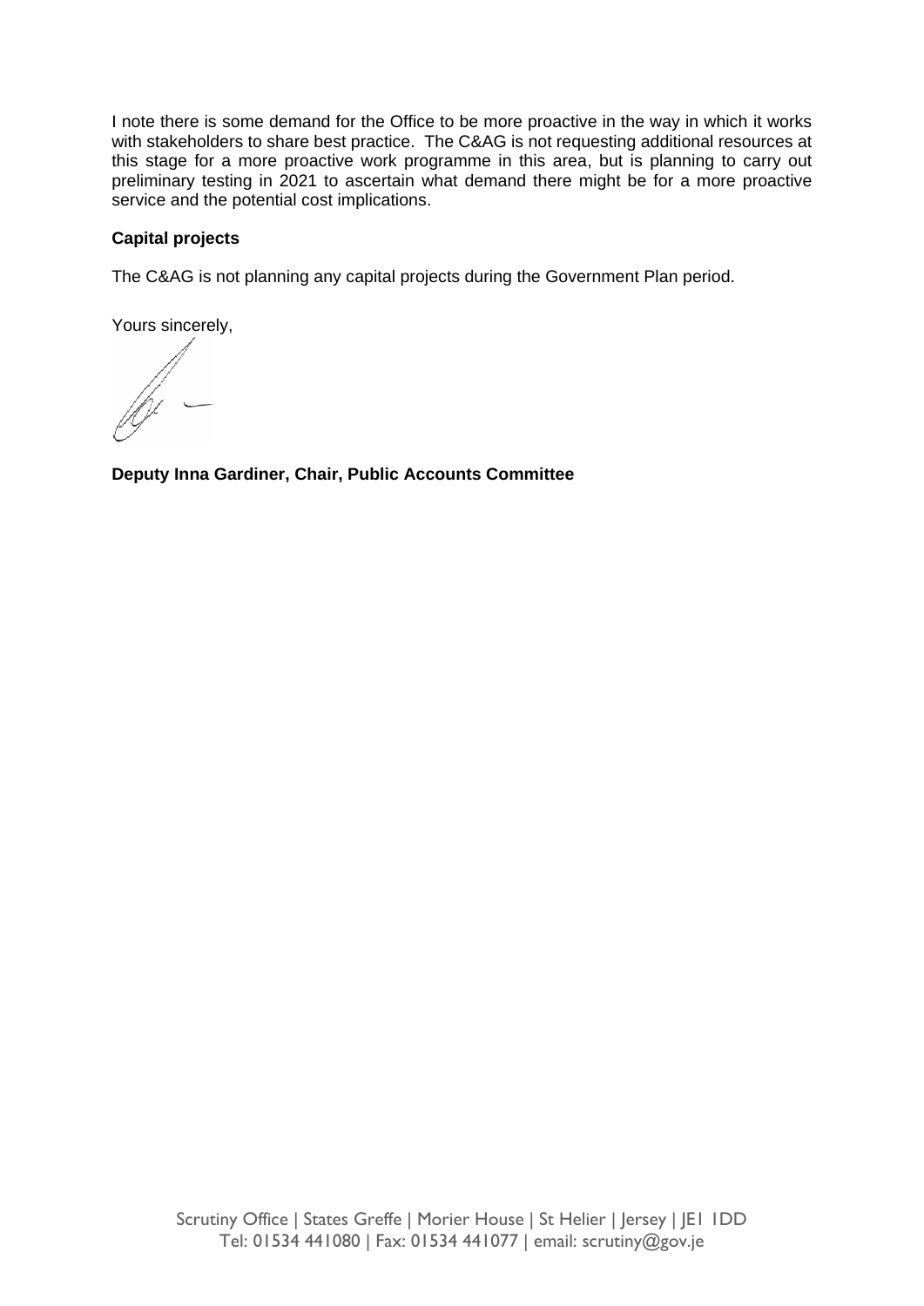I note there is some demand for the Office to be more proactive in the way in which it works with stakeholders to share best practice. The C&AG is not requesting additional resources at this stage for a more proactive work programme in this area, but is planning to carry out preliminary testing in 2021 to ascertain what demand there might be for a more proactive service and the potential cost implications.

**Capital projects**

The C&AG is not planning any capital projects during the Government Plan period.

Yours sincerely,

**Deputy Inna Gardiner, Chair, Public Accounts Committee**